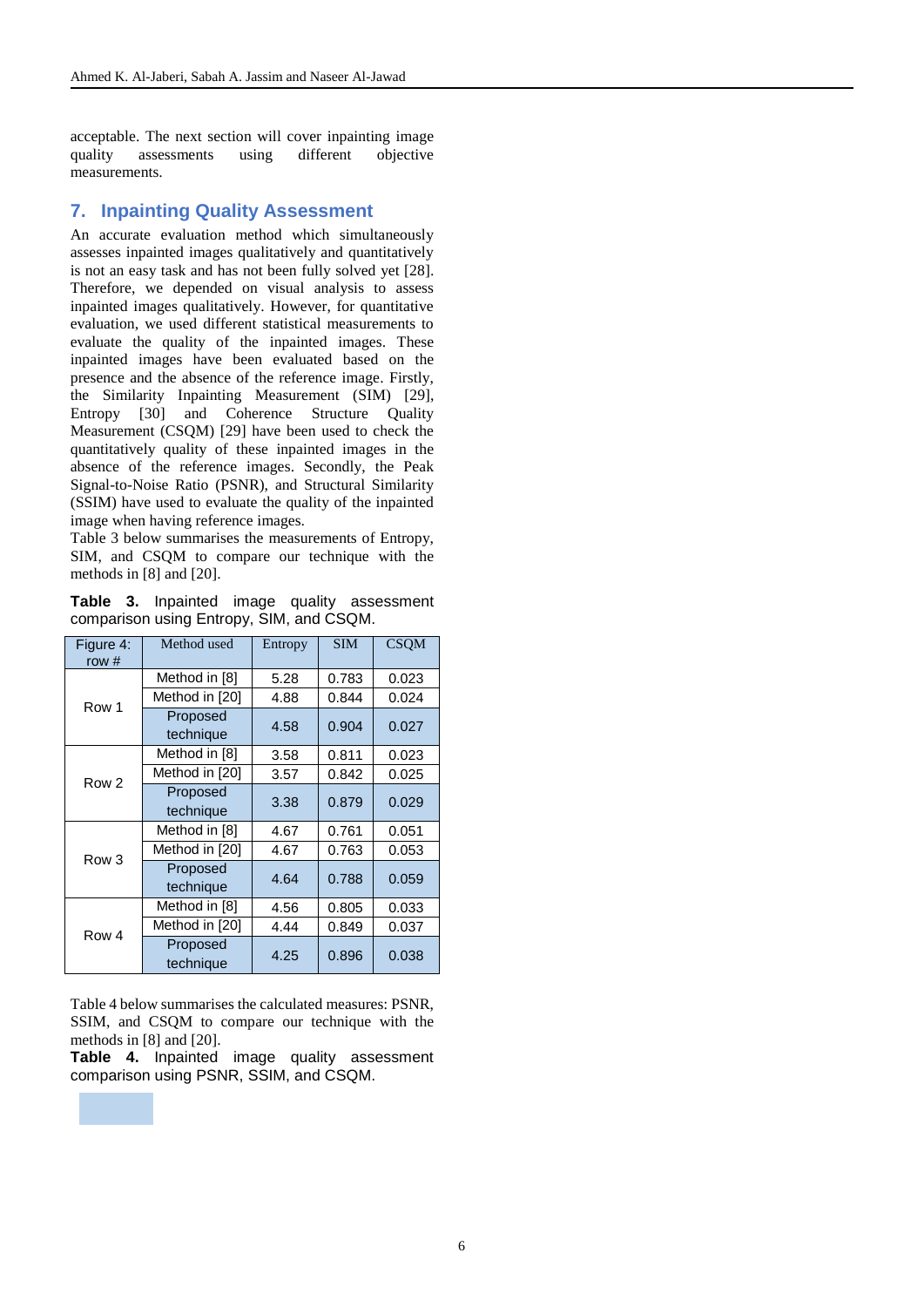acceptable. The next section will cover inpainting image quality assessments using different objective measurements.

## 7. Inpainting Quality Assessment

An accurate evaluation method which simultaneously assesses inpainted images qualitatively and quantitatively is not an easy task and has not been fully solved yet [28]. Therefore, we depended on visual analysis to assess inpainted images qualitatively. However, for quantitative evaluation, we used different statistical measurements to evaluate the quality of the inpainted images. These inpainted images have been evaluated based on the presence and the absence of the reference image. Firstly, the Similarity Inpainting Measurement (SIM) [29], Entropy [30] and Coherence Structure Quality Measurement (CSQM) [29] have been used to check the quantitatively quality of these inpainted images in the absence of the reference images. Secondly, the Peak Signal-to-Noise Ratio (PSNR), and Structural Similarity (SSIM) have used to evaluate the quality of the inpainted image when having reference images.

Table 3 below summarises the measurements of Entropy, SIM, and CSQM to compare our technique with the methods in [8] and [20].

**Table 3.** Inpainted image quality assessment comparison using Entropy, SIM, and CSQM.

| Figure 4: row # | Method used | Entropy | SIM | CSQM |
|---|---|---|---|---|
| Row 1 | Method in [8] | 5.28 | 0.783 | 0.023 |
| | Method in [20] | 4.88 | 0.844 | 0.024 |
| | Proposed technique | 4.58 | 0.904 | 0.027 |
| Row 2 | Method in [8] | 3.58 | 0.811 | 0.023 |
| | Method in [20] | 3.57 | 0.842 | 0.025 |
| | Proposed technique | 3.38 | 0.879 | 0.029 |
| Row 3 | Method in [8] | 4.67 | 0.761 | 0.051 |
| | Method in [20] | 4.67 | 0.763 | 0.053 |
| | Proposed technique | 4.64 | 0.788 | 0.059 |
| Row 4 | Method in [8] | 4.56 | 0.805 | 0.033 |
| | Method in [20] | 4.44 | 0.849 | 0.037 |
| | Proposed technique | 4.25 | 0.896 | 0.038 |

Table 4 below summarises the calculated measures: PSNR, SSIM, and CSQM to compare our technique with the methods in [8] and [20].

**Table 4.** Inpainted image quality assessment comparison using PSNR, SSIM, and CSQM.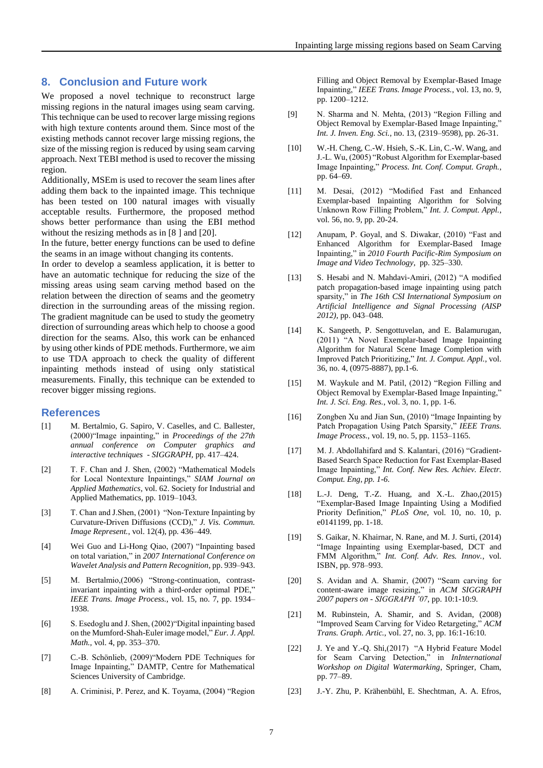## 8. Conclusion and Future work

We proposed a novel technique to reconstruct large missing regions in the natural images using seam carving. This technique can be used to recover large missing regions with high texture contents around them. Since most of the existing methods cannot recover large missing regions, the size of the missing region is reduced by using seam carving approach. Next TEBI method is used to recover the missing region.

Additionally, MSEm is used to recover the seam lines after adding them back to the inpainted image. This technique has been tested on 100 natural images with visually acceptable results. Furthermore, the proposed method shows better performance than using the EBI method without the resizing methods as in [8 ] and [20].

In the future, better energy functions can be used to define the seams in an image without changing its contents.

In order to develop a seamless application, it is better to have an automatic technique for reducing the size of the missing areas using seam carving method based on the relation between the direction of seams and the geometry direction in the surrounding areas of the missing region. The gradient magnitude can be used to study the geometry direction of surrounding areas which help to choose a good direction for the seams. Also, this work can be enhanced by using other kinds of PDE methods. Furthermore, we aim to use TDA approach to check the quality of different inpainting methods instead of using only statistical measurements. Finally, this technique can be extended to recover bigger missing regions.

## References

[1] M. Bertalmio, G. Sapiro, V. Caselles, and C. Ballester, (2000)"Image inpainting," in *Proceedings of the 27th annual conference on Computer graphics and interactive techniques - SIGGRAPH*, pp. 417–424.

[2] T. F. Chan and J. Shen, (2002) "Mathematical Models for Local Nontexture Inpaintings," *SIAM Journal on Applied Mathematics*, vol. 62. Society for Industrial and Applied Mathematics, pp. 1019–1043.

[3] T. Chan and J.Shen, (2001) "Non-Texture Inpainting by Curvature-Driven Diffusions (CCD)," *J. Vis. Commun. Image Represent.*, vol. 12(4), pp. 436–449.

[4] Wei Guo and Li-Hong Qiao, (2007) "Inpainting based on total variation," in *2007 International Conference on Wavelet Analysis and Pattern Recognition*, pp. 939–943.

[5] M. Bertalmio,(2006) "Strong-continuation, contrast-invariant inpainting with a third-order optimal PDE," *IEEE Trans. Image Process.*, vol. 15, no. 7, pp. 1934–1938.

[6] S. Esedoglu and J. Shen, (2002)"Digital inpainting based on the Mumford-Shah-Euler image model," *Eur. J. Appl. Math.*, vol. 4, pp. 353–370.

[7] C.-B. Schönlieb, (2009)"Modern PDE Techniques for Image Inpainting," DAMTP, Centre for Mathematical Sciences University of Cambridge.

[8] A. Criminisi, P. Perez, and K. Toyama, (2004) "Region Filling and Object Removal by Exemplar-Based Image Inpainting," *IEEE Trans. Image Process.*, vol. 13, no. 9, pp. 1200–1212.

[9] N. Sharma and N. Mehta, (2013) "Region Filling and Object Removal by Exemplar-Based Image Inpainting," *Int. J. Inven. Eng. Sci.*, no. 13, (2319–9598), pp. 26-31.

[10] W.-H. Cheng, C.-W. Hsieh, S.-K. Lin, C.-W. Wang, and J.-L. Wu, (2005) "Robust Algorithm for Exemplar-based Image Inpainting," *Process. Int. Conf. Comput. Graph.*, pp. 64–69.

[11] M. Desai, (2012) "Modified Fast and Enhanced Exemplar-based Inpainting Algorithm for Solving Unknown Row Filling Problem," *Int. J. Comput. Appl.*, vol. 56, no. 9, pp. 20-24.

[12] Anupam, P. Goyal, and S. Diwakar, (2010) "Fast and Enhanced Algorithm for Exemplar-Based Image Inpainting," in *2010 Fourth Pacific-Rim Symposium on Image and Video Technology*, pp. 325–330.

[13] S. Hesabi and N. Mahdavi-Amiri, (2012) "A modified patch propagation-based image inpainting using patch sparsity," in *The 16th CSI International Symposium on Artificial Intelligence and Signal Processing (AISP 2012)*, pp. 043–048.

[14] K. Sangeeth, P. Sengottuvelan, and E. Balamurugan, (2011) "A Novel Exemplar-based Image Inpainting Algorithm for Natural Scene Image Completion with Improved Patch Prioritizing," *Int. J. Comput. Appl.*, vol. 36, no. 4, (0975-8887), pp.1-6.

[15] M. Waykule and M. Patil, (2012) "Region Filling and Object Removal by Exemplar-Based Image Inpainting," *Int. J. Sci. Eng. Res.*, vol. 3, no. 1, pp. 1-6.

[16] Zongben Xu and Jian Sun, (2010) "Image Inpainting by Patch Propagation Using Patch Sparsity," *IEEE Trans. Image Process.*, vol. 19, no. 5, pp. 1153–1165.

[17] M. J. Abdollahifard and S. Kalantari, (2016) "Gradient-Based Search Space Reduction for Fast Exemplar-Based Image Inpainting," *Int. Conf. New Res. Achiev. Electr. Comput. Eng, pp. 1-6.*

[18] L.-J. Deng, T.-Z. Huang, and X.-L. Zhao,(2015) "Exemplar-Based Image Inpainting Using a Modified Priority Definition," *PLoS One*, vol. 10, no. 10, p. e0141199, pp. 1-18.

[19] S. Gaikar, N. Khairnar, N. Rane, and M. J. Surti, (2014) "Image Inpainting using Exemplar-based, DCT and FMM Algorithm," *Int. Conf. Adv. Res. Innov.*, vol. ISBN, pp. 978–993.

[20] S. Avidan and A. Shamir, (2007) "Seam carving for content-aware image resizing," in *ACM SIGGRAPH 2007 papers on - SIGGRAPH '07*, pp. 10:1-10:9.

[21] M. Rubinstein, A. Shamir, and S. Avidan, (2008) "Improved Seam Carving for Video Retargeting," *ACM Trans. Graph. Artic.*, vol. 27, no. 3, pp. 16:1-16:10.

[22] J. Ye and Y.-Q. Shi,(2017) "A Hybrid Feature Model for Seam Carving Detection," in *InInternational Workshop on Digital Watermarking*, Springer, Cham, pp. 77–89.

[23] J.-Y. Zhu, P. Krähenbühl, E. Shechtman, A. A. Efros,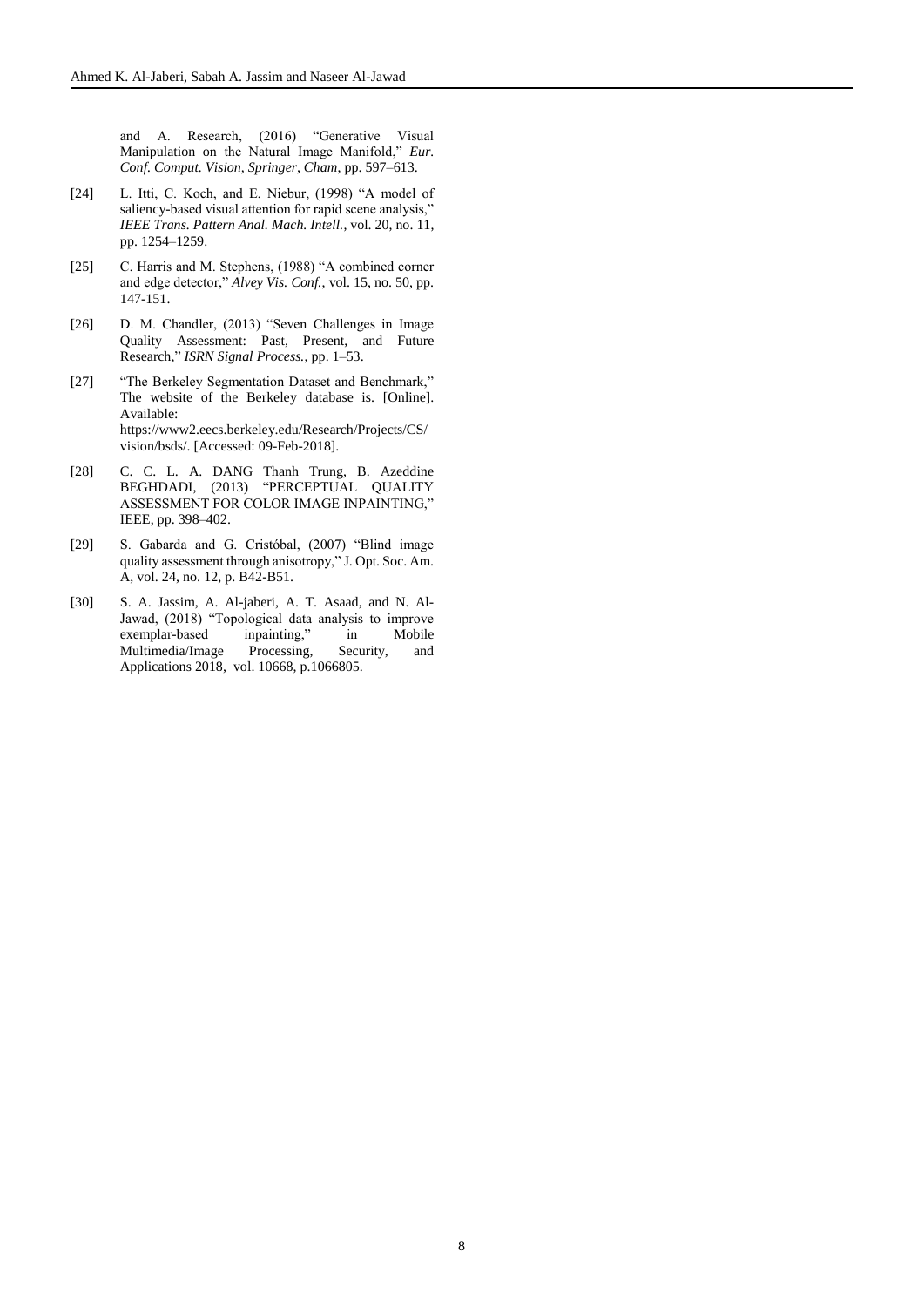and A. Research, (2016) "Generative Visual Manipulation on the Natural Image Manifold," *Eur. Conf. Comput. Vision, Springer, Cham*, pp. 597–613.

[24] L. Itti, C. Koch, and E. Niebur, (1998) "A model of saliency-based visual attention for rapid scene analysis," *IEEE Trans. Pattern Anal. Mach. Intell.*, vol. 20, no. 11, pp. 1254–1259.

[25] C. Harris and M. Stephens, (1988) "A combined corner and edge detector," *Alvey Vis. Conf.*, vol. 15, no. 50, pp. 147-151.

[26] D. M. Chandler, (2013) "Seven Challenges in Image Quality Assessment: Past, Present, and Future Research," *ISRN Signal Process.*, pp. 1–53.

[27] "The Berkeley Segmentation Dataset and Benchmark," The website of the Berkeley database is. [Online]. Available: https://www2.eecs.berkeley.edu/Research/Projects/CS/vision/bsds/. [Accessed: 09-Feb-2018].

[28] C. C. L. A. DANG Thanh Trung, B. Azeddine BEGHDADI, (2013) "PERCEPTUAL QUALITY ASSESSMENT FOR COLOR IMAGE INPAINTING," IEEE, pp. 398–402.

[29] S. Gabarda and G. Cristóbal, (2007) "Blind image quality assessment through anisotropy," J. Opt. Soc. Am. A, vol. 24, no. 12, p. B42-B51.

[30] S. A. Jassim, A. Al-jaberi, A. T. Asaad, and N. Al-Jawad, (2018) "Topological data analysis to improve exemplar-based inpainting," in Mobile Multimedia/Image Processing, Security, and Applications 2018, vol. 10668, p.1066805.